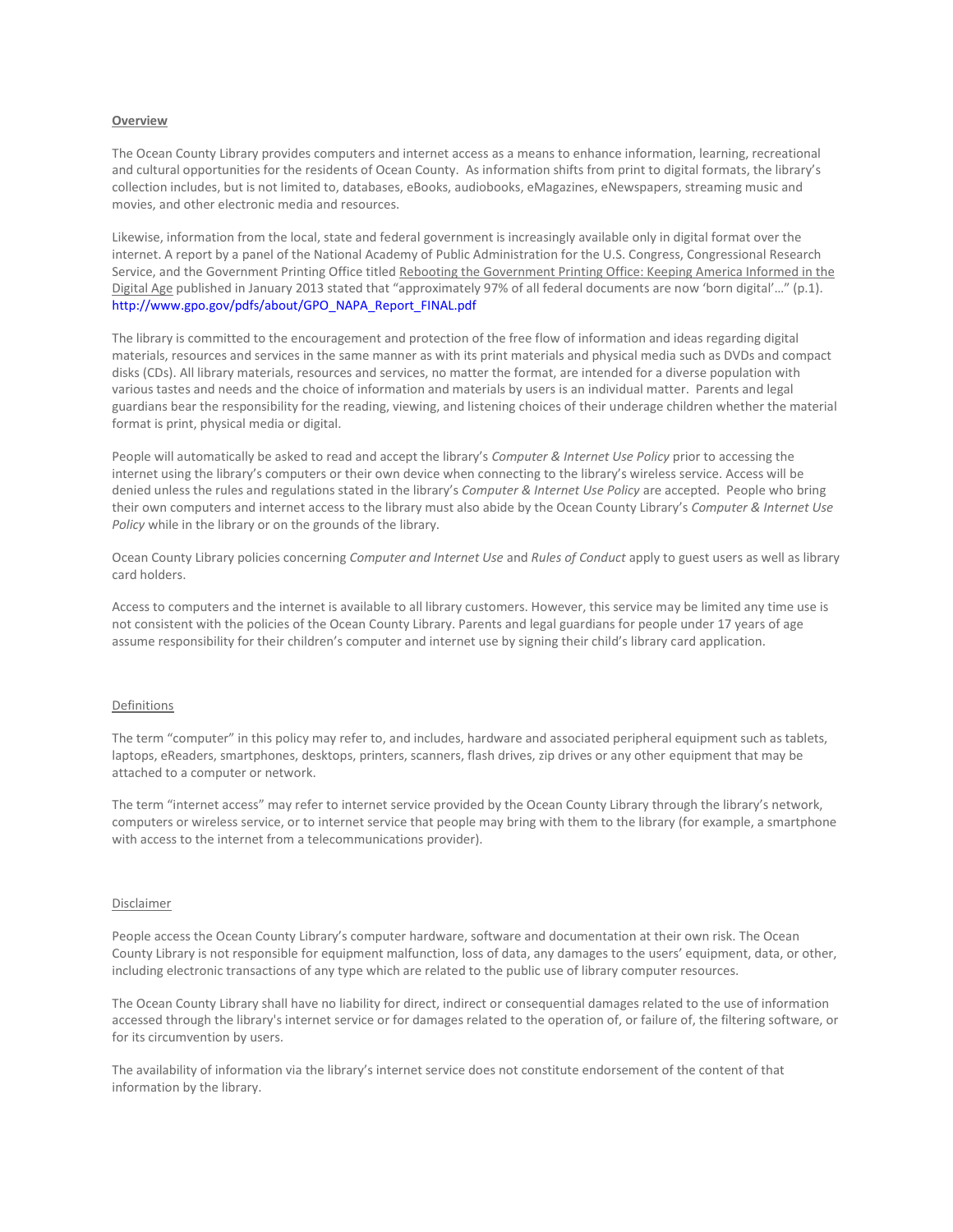## Overview

The Ocean County Library provides computers and internet access as a means to enhance information, learning, recreational and cultural opportunities for the residents of Ocean County. As information shifts from print to digital formats, the library's collection includes, but is not limited to, databases, eBooks, audiobooks, eMagazines, eNewspapers, streaming music and movies, and other electronic media and resources.

Likewise, information from the local, state and federal government is increasingly available only in digital format over the internet. A report by a panel of the National Academy of Public Administration for the U.S. Congress, Congressional Research Service, and the Government Printing Office titled Rebooting the Government Printing Office: Keeping America Informed in the Digital Age published in January 2013 stated that "approximately 97% of all federal documents are now 'born digital'…" (p.1). http://www.gpo.gov/pdfs/about/GPO_NAPA_Report_FINAL.pdf

The library is committed to the encouragement and protection of the free flow of information and ideas regarding digital materials, resources and services in the same manner as with its print materials and physical media such as DVDs and compact disks (CDs). All library materials, resources and services, no matter the format, are intended for a diverse population with various tastes and needs and the choice of information and materials by users is an individual matter. Parents and legal guardians bear the responsibility for the reading, viewing, and listening choices of their underage children whether the material format is print, physical media or digital.

People will automatically be asked to read and accept the library's *Computer & Internet Use Policy* prior to accessing the internet using the library's computers or their own device when connecting to the library's wireless service. Access will be denied unless the rules and regulations stated in the library's *Computer & Internet Use Policy* are accepted. People who bring their own computers and internet access to the library must also abide by the Ocean County Library's *Computer & Internet Use Policy* while in the library or on the grounds of the library.

Ocean County Library policies concerning *Computer and Internet Use* and *Rules of Conduct* apply to guest users as well as library card holders.

Access to computers and the internet is available to all library customers. However, this service may be limited any time use is not consistent with the policies of the Ocean County Library. Parents and legal guardians for people under 17 years of age assume responsibility for their children's computer and internet use by signing their child's library card application.

## Definitions

The term "computer" in this policy may refer to, and includes, hardware and associated peripheral equipment such as tablets, laptops, eReaders, smartphones, desktops, printers, scanners, flash drives, zip drives or any other equipment that may be attached to a computer or network.

The term "internet access" may refer to internet service provided by the Ocean County Library through the library's network, computers or wireless service, or to internet service that people may bring with them to the library (for example, a smartphone with access to the internet from a telecommunications provider).

## Disclaimer

People access the Ocean County Library's computer hardware, software and documentation at their own risk. The Ocean County Library is not responsible for equipment malfunction, loss of data, any damages to the users' equipment, data, or other, including electronic transactions of any type which are related to the public use of library computer resources.

The Ocean County Library shall have no liability for direct, indirect or consequential damages related to the use of information accessed through the library's internet service or for damages related to the operation of, or failure of, the filtering software, or for its circumvention by users.

The availability of information via the library's internet service does not constitute endorsement of the content of that information by the library.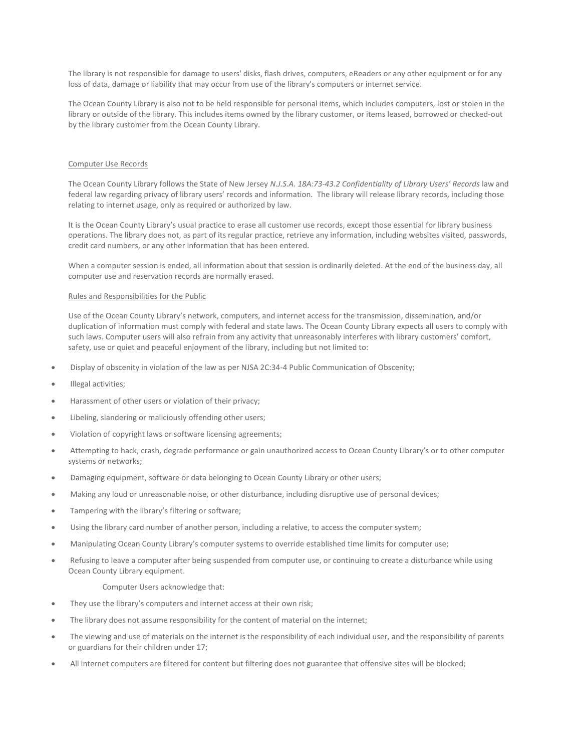The library is not responsible for damage to users' disks, flash drives, computers, eReaders or any other equipment or for any loss of data, damage or liability that may occur from use of the library's computers or internet service.

The Ocean County Library is also not to be held responsible for personal items, which includes computers, lost or stolen in the library or outside of the library. This includes items owned by the library customer, or items leased, borrowed or checked-out by the library customer from the Ocean County Library.

<u>Computer Use Records</u>

The Ocean County Library follows the State of New Jersey *N.J.S.A. 18A:73-43.2 Confidentiality of Library Users' Records* law and federal law regarding privacy of library users' records and information. The library will release library records, including those relating to internet usage, only as required or authorized by law.

It is the Ocean County Library's usual practice to erase all customer use records, except those essential for library business operations. The library does not, as part of its regular practice, retrieve any information, including websites visited, passwords, credit card numbers, or any other information that has been entered.

When a computer session is ended, all information about that session is ordinarily deleted. At the end of the business day, all computer use and reservation records are normally erased.

<u>Rules and Responsibilities for the Public</u>

Use of the Ocean County Library's network, computers, and internet access for the transmission, dissemination, and/or duplication of information must comply with federal and state laws. The Ocean County Library expects all users to comply with such laws. Computer users will also refrain from any activity that unreasonably interferes with library customers' comfort, safety, use or quiet and peaceful enjoyment of the library, including but not limited to:

- Display of obscenity in violation of the law as per NJSA 2C:34-4 Public Communication of Obscenity;
- Illegal activities;
- Harassment of other users or violation of their privacy;
- Libeling, slandering or maliciously offending other users;
- Violation of copyright laws or software licensing agreements;
- Attempting to hack, crash, degrade performance or gain unauthorized access to Ocean County Library's or to other computer systems or networks;
- Damaging equipment, software or data belonging to Ocean County Library or other users;
- Making any loud or unreasonable noise, or other disturbance, including disruptive use of personal devices;
- Tampering with the library's filtering or software;
- Using the library card number of another person, including a relative, to access the computer system;
- Manipulating Ocean County Library's computer systems to override established time limits for computer use;
- Refusing to leave a computer after being suspended from computer use, or continuing to create a disturbance while using Ocean County Library equipment.

Computer Users acknowledge that:

- They use the library's computers and internet access at their own risk;
- The library does not assume responsibility for the content of material on the internet;
- The viewing and use of materials on the internet is the responsibility of each individual user, and the responsibility of parents or guardians for their children under 17;
- All internet computers are filtered for content but filtering does not guarantee that offensive sites will be blocked;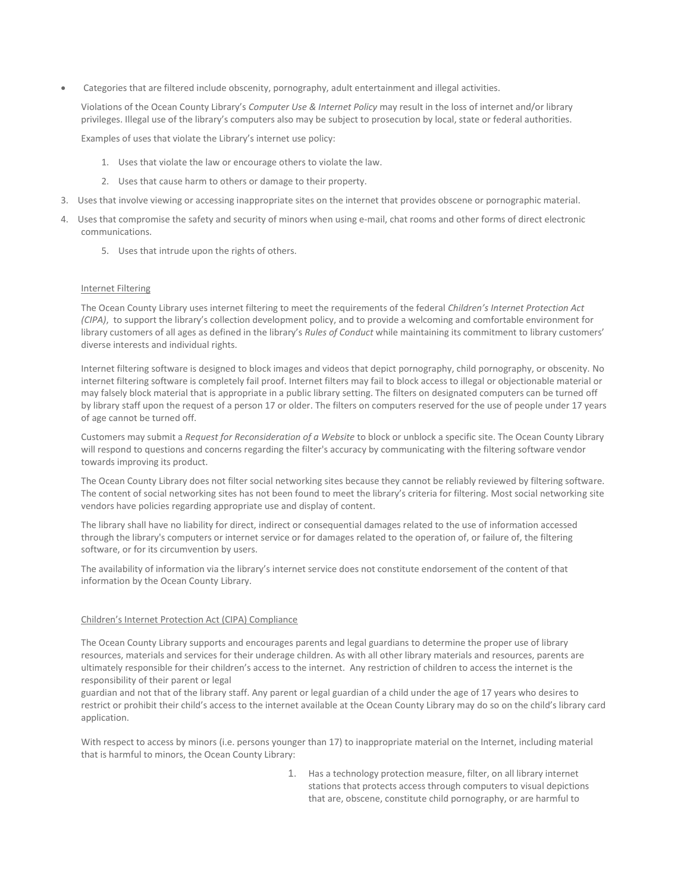- Categories that are filtered include obscenity, pornography, adult entertainment and illegal activities.

Violations of the Ocean County Library's *Computer Use & Internet Policy* may result in the loss of internet and/or library privileges. Illegal use of the library's computers also may be subject to prosecution by local, state or federal authorities.

Examples of uses that violate the Library's internet use policy:

1. Uses that violate the law or encourage others to violate the law.
2. Uses that cause harm to others or damage to their property.
3. Uses that involve viewing or accessing inappropriate sites on the internet that provides obscene or pornographic material.
4. Uses that compromise the safety and security of minors when using e-mail, chat rooms and other forms of direct electronic communications.
5. Uses that intrude upon the rights of others.

Internet Filtering

The Ocean County Library uses internet filtering to meet the requirements of the federal *Children's Internet Protection Act (CIPA)*, to support the library's collection development policy, and to provide a welcoming and comfortable environment for library customers of all ages as defined in the library's *Rules of Conduct* while maintaining its commitment to library customers' diverse interests and individual rights.

Internet filtering software is designed to block images and videos that depict pornography, child pornography, or obscenity. No internet filtering software is completely fail proof. Internet filters may fail to block access to illegal or objectionable material or may falsely block material that is appropriate in a public library setting. The filters on designated computers can be turned off by library staff upon the request of a person 17 or older. The filters on computers reserved for the use of people under 17 years of age cannot be turned off.

Customers may submit a *Request for Reconsideration of a Website* to block or unblock a specific site. The Ocean County Library will respond to questions and concerns regarding the filter's accuracy by communicating with the filtering software vendor towards improving its product.

The Ocean County Library does not filter social networking sites because they cannot be reliably reviewed by filtering software. The content of social networking sites has not been found to meet the library's criteria for filtering. Most social networking site vendors have policies regarding appropriate use and display of content.

The library shall have no liability for direct, indirect or consequential damages related to the use of information accessed through the library's computers or internet service or for damages related to the operation of, or failure of, the filtering software, or for its circumvention by users.

The availability of information via the library's internet service does not constitute endorsement of the content of that information by the Ocean County Library.

Children's Internet Protection Act (CIPA) Compliance

The Ocean County Library supports and encourages parents and legal guardians to determine the proper use of library resources, materials and services for their underage children. As with all other library materials and resources, parents are ultimately responsible for their children's access to the internet. Any restriction of children to access the internet is the responsibility of their parent or legal guardian and not that of the library staff. Any parent or legal guardian of a child under the age of 17 years who desires to restrict or prohibit their child's access to the internet available at the Ocean County Library may do so on the child's library card application.

With respect to access by minors (i.e. persons younger than 17) to inappropriate material on the Internet, including material that is harmful to minors, the Ocean County Library:

1. Has a technology protection measure, filter, on all library internet stations that protects access through computers to visual depictions that are, obscene, constitute child pornography, or are harmful to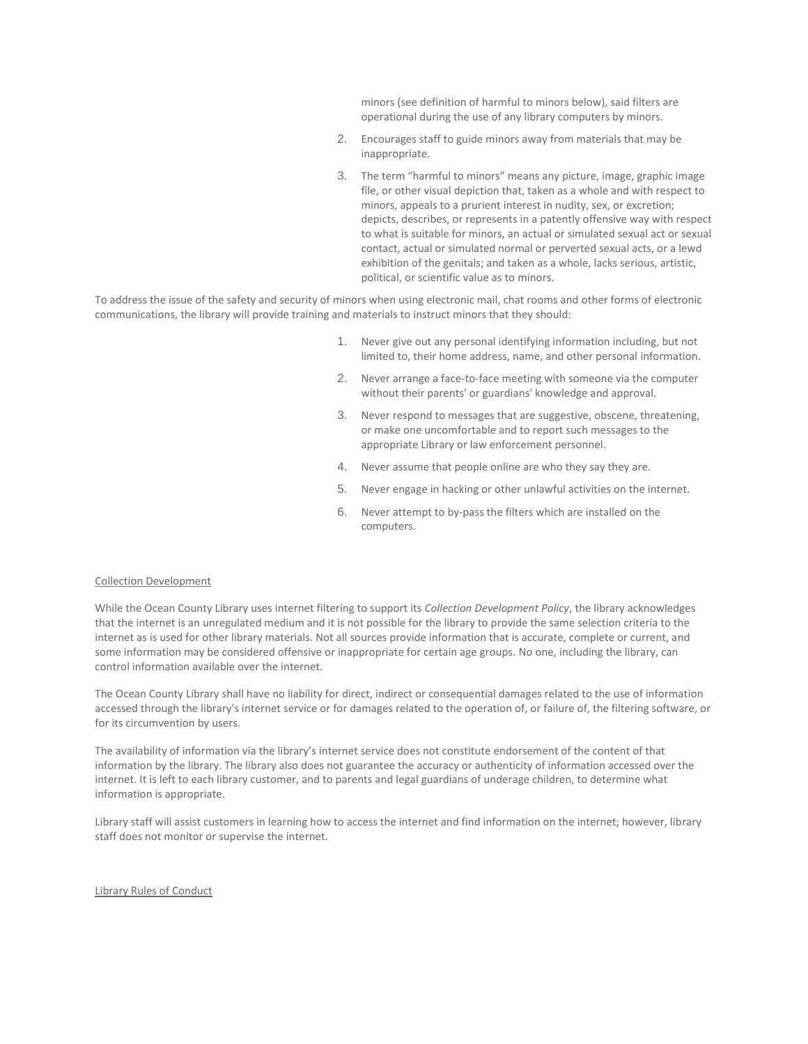minors (see definition of harmful to minors below), said filters are operational during the use of any library computers by minors.

2. Encourages staff to guide minors away from materials that may be inappropriate.
3. The term "harmful to minors" means any picture, image, graphic image file, or other visual depiction that, taken as a whole and with respect to minors, appeals to a prurient interest in nudity, sex, or excretion; depicts, describes, or represents in a patently offensive way with respect to what is suitable for minors, an actual or simulated sexual act or sexual contact, actual or simulated normal or perverted sexual acts, or a lewd exhibition of the genitals; and taken as a whole, lacks serious, artistic, political, or scientific value as to minors.

To address the issue of the safety and security of minors when using electronic mail, chat rooms and other forms of electronic communications, the library will provide training and materials to instruct minors that they should:

1. Never give out any personal identifying information including, but not limited to, their home address, name, and other personal information.
2. Never arrange a face-to-face meeting with someone via the computer without their parents' or guardians' knowledge and approval.
3. Never respond to messages that are suggestive, obscene, threatening, or make one uncomfortable and to report such messages to the appropriate Library or law enforcement personnel.
4. Never assume that people online are who they say they are.
5. Never engage in hacking or other unlawful activities on the internet.
6. Never attempt to by-pass the filters which are installed on the computers.

## Collection Development

While the Ocean County Library uses internet filtering to support its *Collection Development Policy*, the library acknowledges that the internet is an unregulated medium and it is not possible for the library to provide the same selection criteria to the internet as is used for other library materials. Not all sources provide information that is accurate, complete or current, and some information may be considered offensive or inappropriate for certain age groups. No one, including the library, can control information available over the internet.

The Ocean County Library shall have no liability for direct, indirect or consequential damages related to the use of information accessed through the library's internet service or for damages related to the operation of, or failure of, the filtering software, or for its circumvention by users.

The availability of information via the library's internet service does not constitute endorsement of the content of that information by the library. The library also does not guarantee the accuracy or authenticity of information accessed over the internet. It is left to each library customer, and to parents and legal guardians of underage children, to determine what information is appropriate.

Library staff will assist customers in learning how to access the internet and find information on the internet; however, library staff does not monitor or supervise the internet.

## Library Rules of Conduct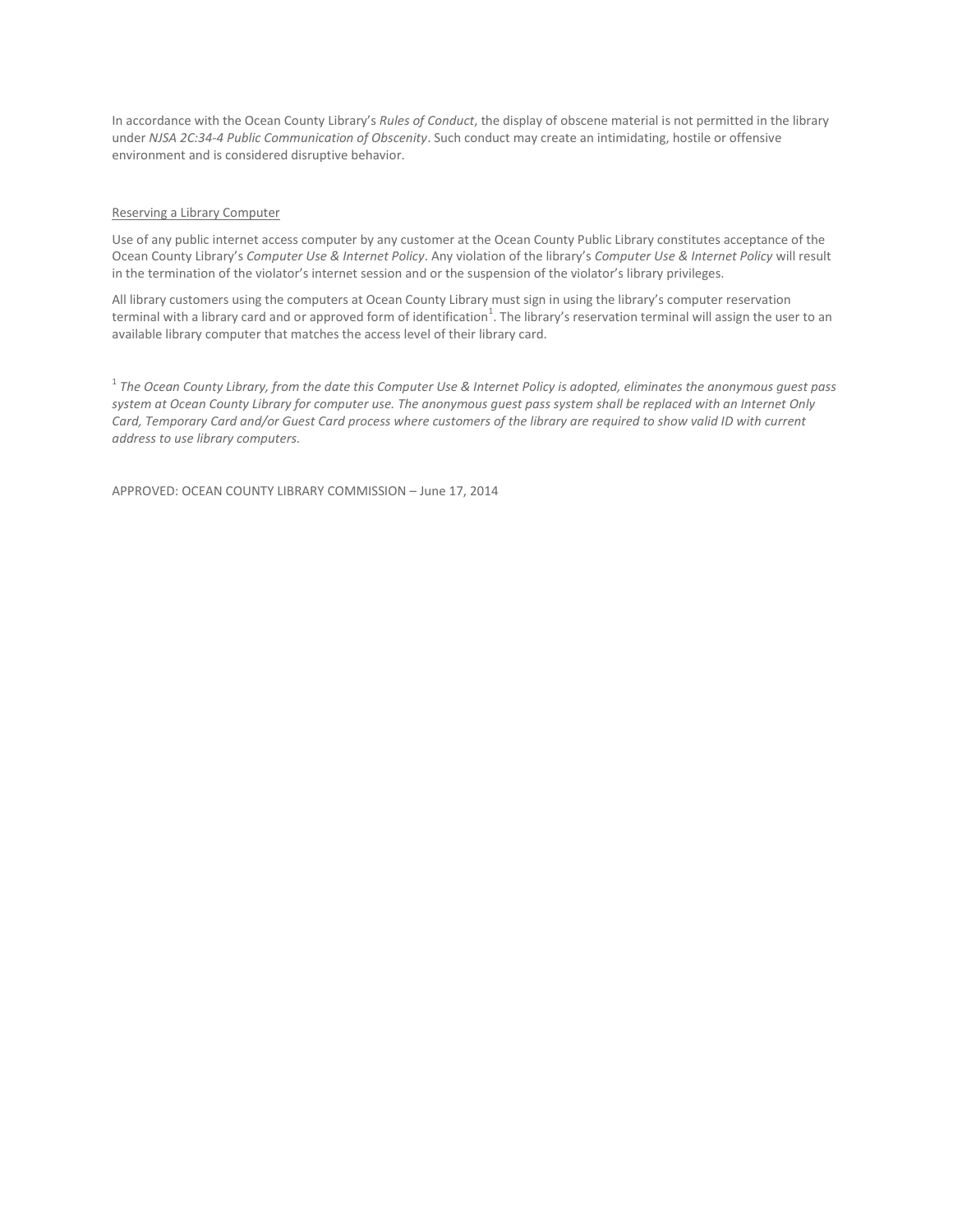In accordance with the Ocean County Library's *Rules of Conduct*, the display of obscene material is not permitted in the library under *NJSA 2C:34-4 Public Communication of Obscenity*. Such conduct may create an intimidating, hostile or offensive environment and is considered disruptive behavior.

<u>Reserving a Library Computer</u>

Use of any public internet access computer by any customer at the Ocean County Public Library constitutes acceptance of the Ocean County Library's *Computer Use & Internet Policy*. Any violation of the library's *Computer Use & Internet Policy* will result in the termination of the violator's internet session and or the suspension of the violator's library privileges.

All library customers using the computers at Ocean County Library must sign in using the library's computer reservation terminal with a library card and or approved form of identification[1]. The library's reservation terminal will assign the user to an available library computer that matches the access level of their library card.

[1] *The Ocean County Library, from the date this Computer Use & Internet Policy is adopted, eliminates the anonymous guest pass system at Ocean County Library for computer use. The anonymous guest pass system shall be replaced with an Internet Only Card, Temporary Card and/or Guest Card process where customers of the library are required to show valid ID with current address to use library computers.*

APPROVED: OCEAN COUNTY LIBRARY COMMISSION – June 17, 2014